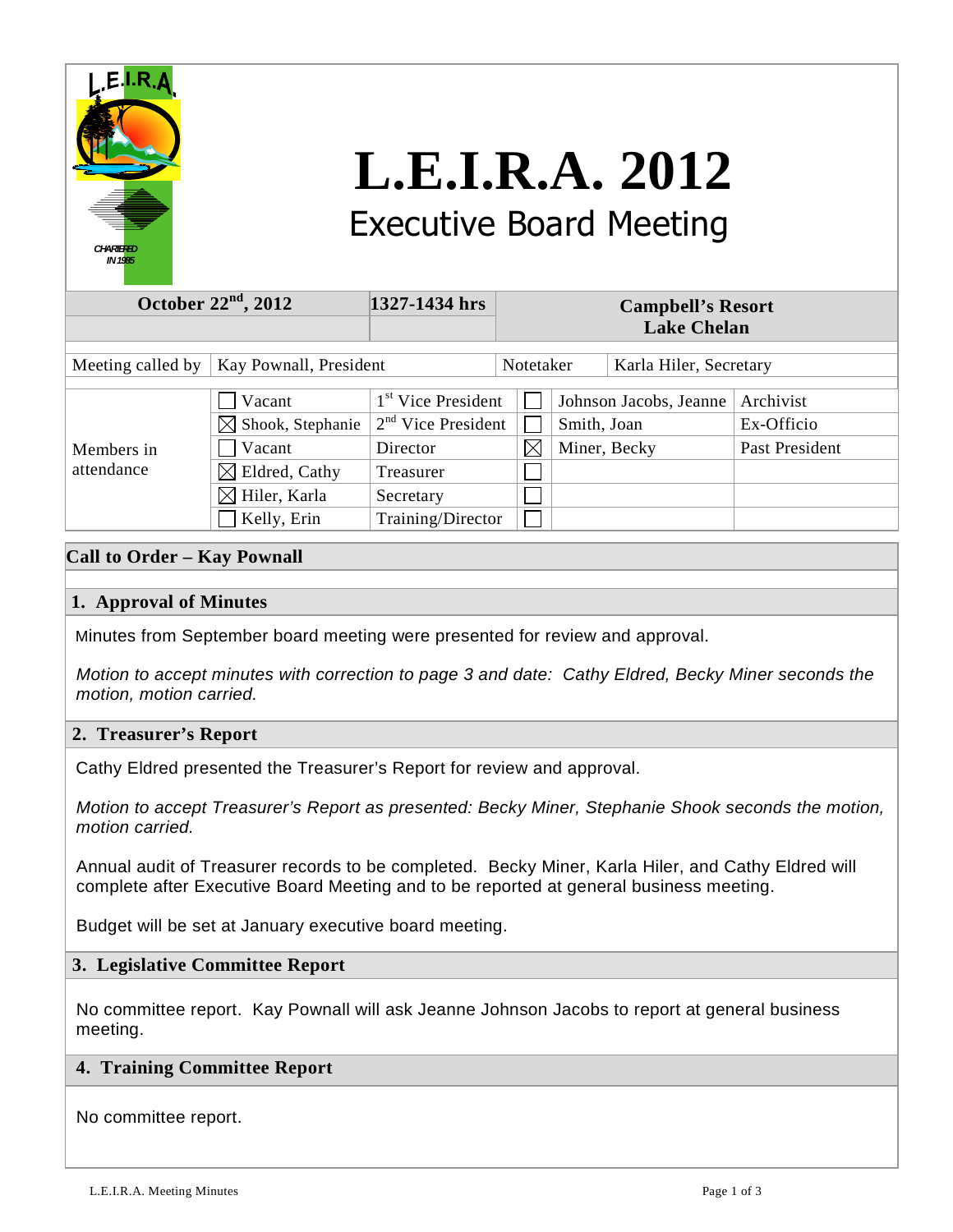# L.E.I.R.A. 2012

## Executive Board Meeting

| October 22nd, 2012 | 1327-1434 hrs | Campbell's Resort Lake Chelan |
|---|---|---|

| Meeting called by | Kay Pownall, President | Notetaker | Karla Hiler, Secretary |
|---|---|---|---|

| Members in attendance | | | | | |
|---|---|---|---|---|---|
| | ☐ Vacant | 1st Vice President | ☐ | Johnson Jacobs, Jeanne | Archivist |
| | ☒ Shook, Stephanie | 2nd Vice President | ☐ | Smith, Joan | Ex-Officio |
| | ☐ Vacant | Director | ☒ | Miner, Becky | Past President |
| | ☒ Eldred, Cathy | Treasurer | ☐ | | |
| | ☒ Hiler, Karla | Secretary | ☐ | | |
| | ☐ Kelly, Erin | Training/Director | ☐ | | |

## Call to Order – Kay Pownall

## 1. Approval of Minutes

Minutes from September board meeting were presented for review and approval.

*Motion to accept minutes with correction to page 3 and date: Cathy Eldred, Becky Miner seconds the motion, motion carried.*

## 2. Treasurer's Report

Cathy Eldred presented the Treasurer's Report for review and approval.

*Motion to accept Treasurer's Report as presented: Becky Miner, Stephanie Shook seconds the motion, motion carried.*

Annual audit of Treasurer records to be completed. Becky Miner, Karla Hiler, and Cathy Eldred will complete after Executive Board Meeting and to be reported at general business meeting.

Budget will be set at January executive board meeting.

## 3. Legislative Committee Report

No committee report. Kay Pownall will ask Jeanne Johnson Jacobs to report at general business meeting.

## 4. Training Committee Report

No committee report.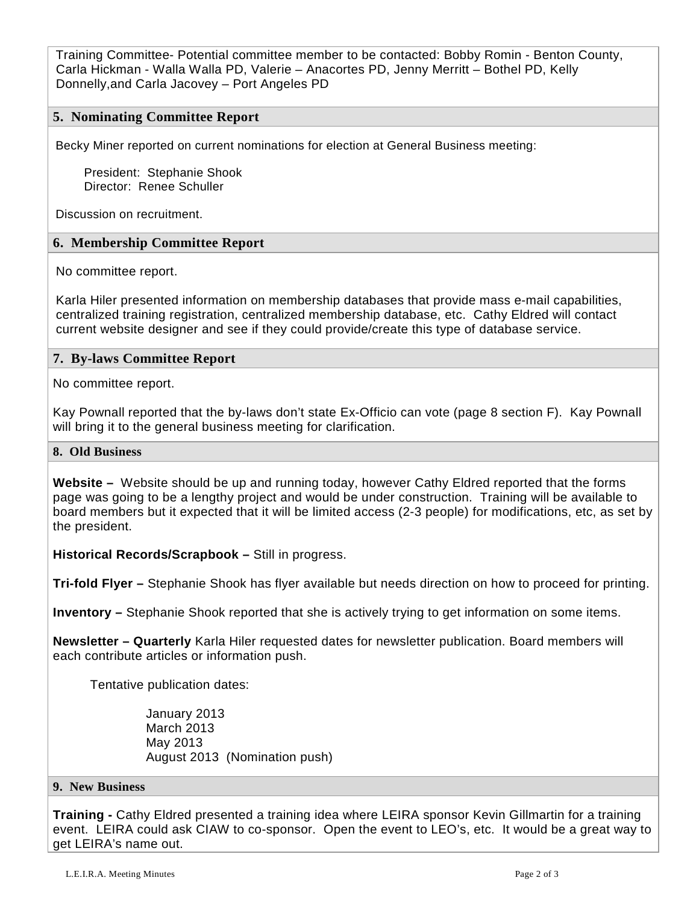Training Committee- Potential committee member to be contacted: Bobby Romin - Benton County, Carla Hickman - Walla Walla PD, Valerie – Anacortes PD, Jenny Merritt – Bothel PD, Kelly Donnelly,and Carla Jacovey – Port Angeles PD

## 5. Nominating Committee Report

Becky Miner reported on current nominations for election at General Business meeting:

President: Stephanie Shook
Director: Renee Schuller

Discussion on recruitment.

## 6. Membership Committee Report

No committee report.

Karla Hiler presented information on membership databases that provide mass e-mail capabilities, centralized training registration, centralized membership database, etc. Cathy Eldred will contact current website designer and see if they could provide/create this type of database service.

## 7. By-laws Committee Report

No committee report.

Kay Pownall reported that the by-laws don't state Ex-Officio can vote (page 8 section F). Kay Pownall will bring it to the general business meeting for clarification.

## 8. Old Business

**Website –** Website should be up and running today, however Cathy Eldred reported that the forms page was going to be a lengthy project and would be under construction. Training will be available to board members but it expected that it will be limited access (2-3 people) for modifications, etc, as set by the president.

**Historical Records/Scrapbook –** Still in progress.

**Tri-fold Flyer –** Stephanie Shook has flyer available but needs direction on how to proceed for printing.

**Inventory –** Stephanie Shook reported that she is actively trying to get information on some items.

**Newsletter – Quarterly** Karla Hiler requested dates for newsletter publication. Board members will each contribute articles or information push.

Tentative publication dates:

January 2013
March 2013
May 2013
August 2013 (Nomination push)

## 9. New Business

**Training -** Cathy Eldred presented a training idea where LEIRA sponsor Kevin Gillmartin for a training event. LEIRA could ask CIAW to co-sponsor. Open the event to LEO's, etc. It would be a great way to get LEIRA's name out.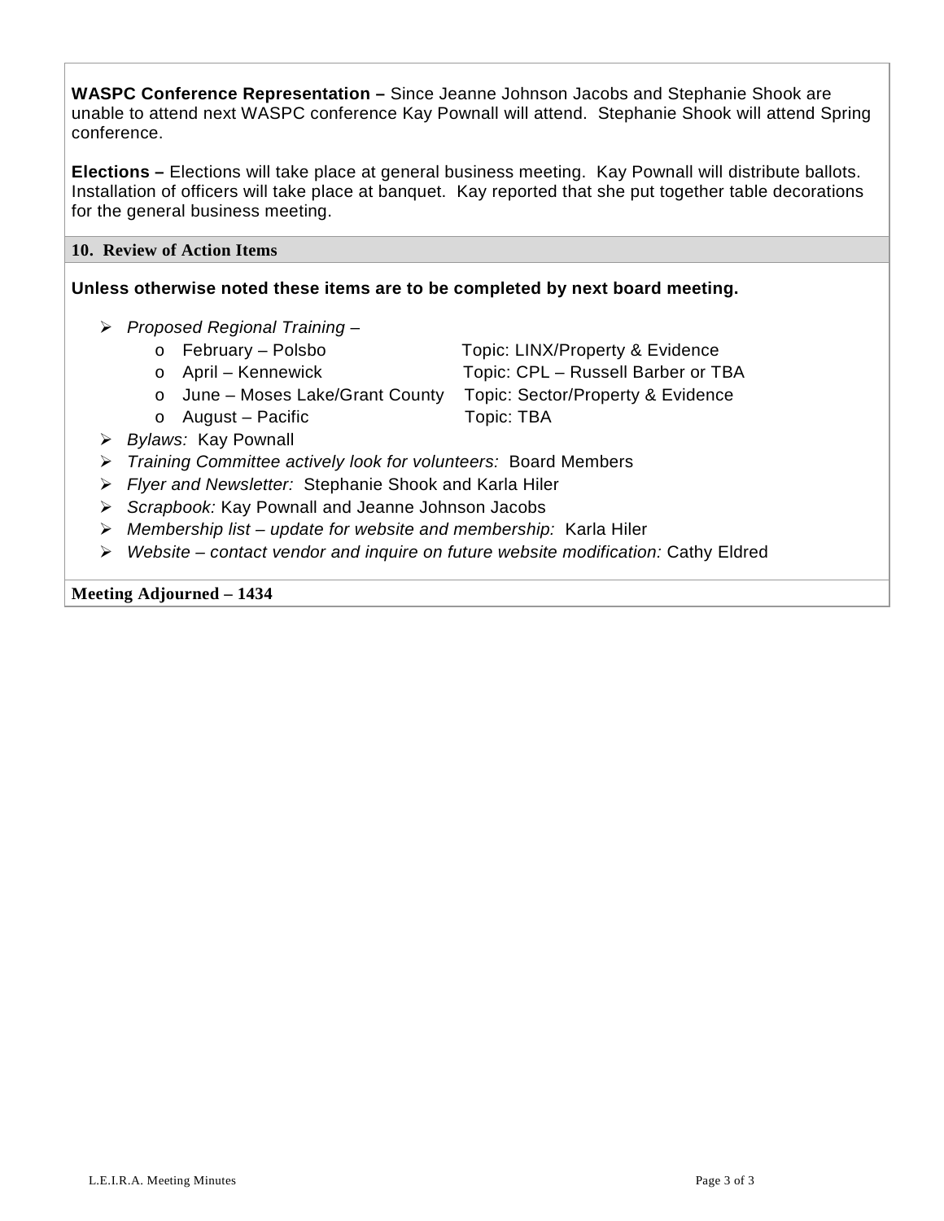**WASPC Conference Representation –** Since Jeanne Johnson Jacobs and Stephanie Shook are unable to attend next WASPC conference Kay Pownall will attend. Stephanie Shook will attend Spring conference.

**Elections –** Elections will take place at general business meeting. Kay Pownall will distribute ballots. Installation of officers will take place at banquet. Kay reported that she put together table decorations for the general business meeting.

## 10. Review of Action Items

**Unless otherwise noted these items are to be completed by next board meeting.**

- *Proposed Regional Training –*
  - February – Polsbo — Topic: LINX/Property & Evidence
  - April – Kennewick — Topic: CPL – Russell Barber or TBA
  - June – Moses Lake/Grant County — Topic: Sector/Property & Evidence
  - August – Pacific — Topic: TBA
- *Bylaws:* Kay Pownall
- *Training Committee actively look for volunteers:* Board Members
- *Flyer and Newsletter:* Stephanie Shook and Karla Hiler
- *Scrapbook:* Kay Pownall and Jeanne Johnson Jacobs
- *Membership list – update for website and membership:* Karla Hiler
- *Website – contact vendor and inquire on future website modification:* Cathy Eldred

**Meeting Adjourned – 1434**